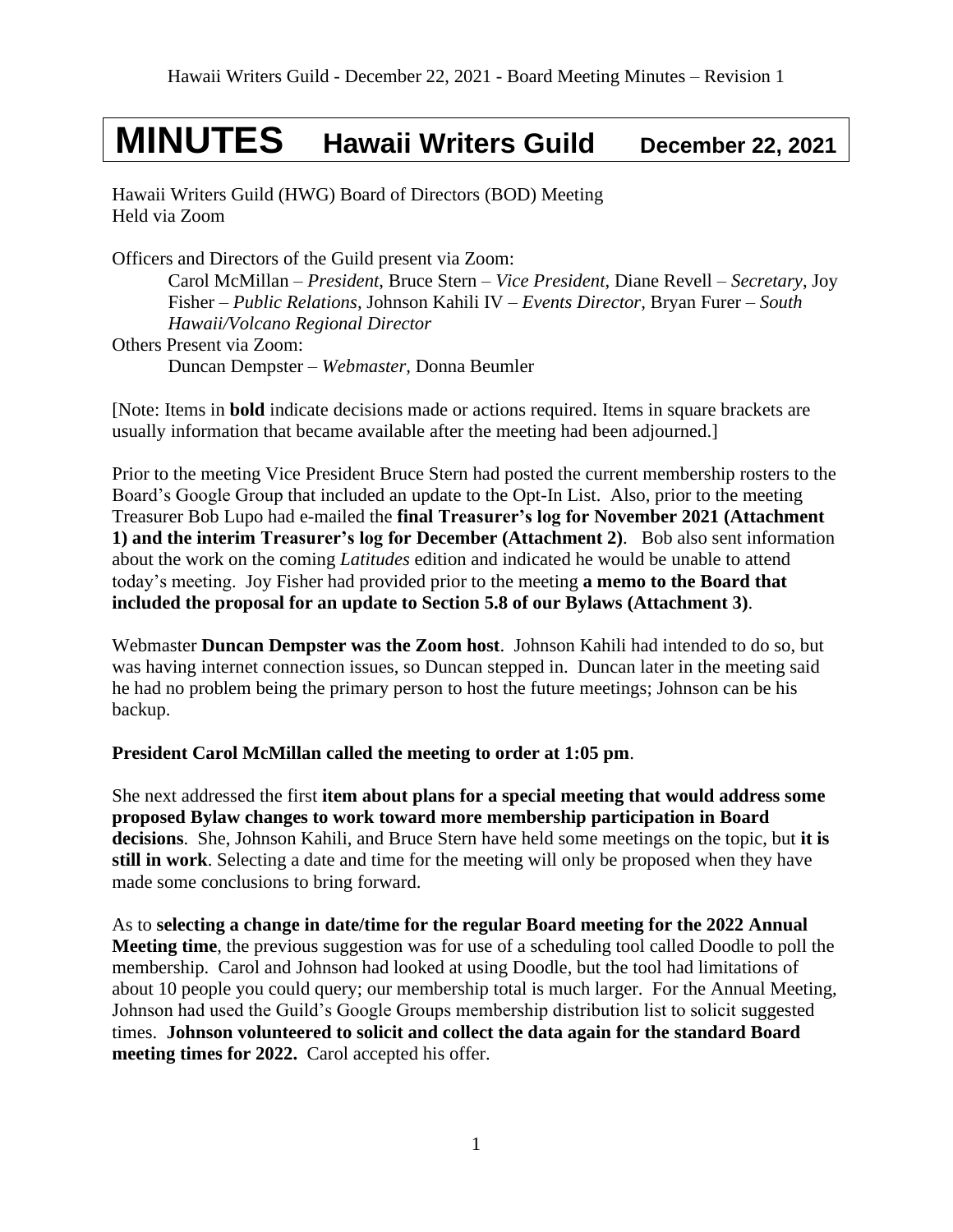# MINUTES Hawaii Writers Guild December 22, 2021

Hawaii Writers Guild (HWG) Board of Directors (BOD) Meeting
Held via Zoom

Officers and Directors of the Guild present via Zoom:

> Carol McMillan – *President*, Bruce Stern – *Vice President*, Diane Revell – *Secretary*, Joy Fisher – *Public Relations*, Johnson Kahili IV – *Events Director*, Bryan Furer – *South Hawaii/Volcano Regional Director*

Others Present via Zoom:

> Duncan Dempster – *Webmaster,* Donna Beumler

[Note: Items in **bold** indicate decisions made or actions required. Items in square brackets are usually information that became available after the meeting had been adjourned.]

Prior to the meeting Vice President Bruce Stern had posted the current membership rosters to the Board's Google Group that included an update to the Opt-In List. Also, prior to the meeting Treasurer Bob Lupo had e-mailed the **final Treasurer's log for November 2021 (Attachment 1) and the interim Treasurer's log for December (Attachment 2)**. Bob also sent information about the work on the coming *Latitudes* edition and indicated he would be unable to attend today's meeting. Joy Fisher had provided prior to the meeting **a memo to the Board that included the proposal for an update to Section 5.8 of our Bylaws (Attachment 3)**.

Webmaster **Duncan Dempster was the Zoom host**. Johnson Kahili had intended to do so, but was having internet connection issues, so Duncan stepped in. Duncan later in the meeting said he had no problem being the primary person to host the future meetings; Johnson can be his backup.

**President Carol McMillan called the meeting to order at 1:05 pm**.

She next addressed the first **item about plans for a special meeting that would address some proposed Bylaw changes to work toward more membership participation in Board decisions**. She, Johnson Kahili, and Bruce Stern have held some meetings on the topic, but **it is still in work**. Selecting a date and time for the meeting will only be proposed when they have made some conclusions to bring forward.

As to **selecting a change in date/time for the regular Board meeting for the 2022 Annual Meeting time**, the previous suggestion was for use of a scheduling tool called Doodle to poll the membership. Carol and Johnson had looked at using Doodle, but the tool had limitations of about 10 people you could query; our membership total is much larger. For the Annual Meeting, Johnson had used the Guild's Google Groups membership distribution list to solicit suggested times. **Johnson volunteered to solicit and collect the data again for the standard Board meeting times for 2022.** Carol accepted his offer.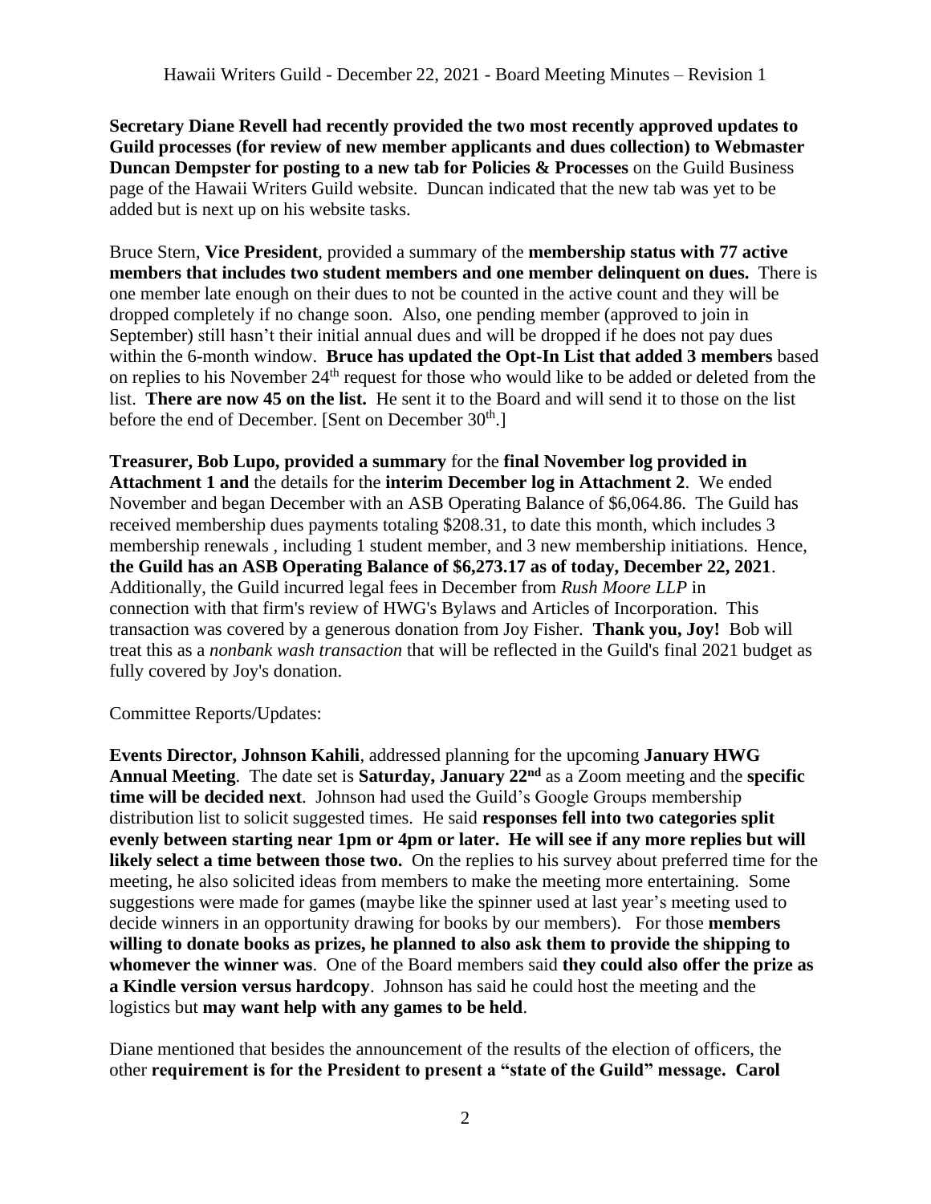**Secretary Diane Revell had recently provided the two most recently approved updates to Guild processes (for review of new member applicants and dues collection) to Webmaster Duncan Dempster for posting to a new tab for Policies & Processes** on the Guild Business page of the Hawaii Writers Guild website. Duncan indicated that the new tab was yet to be added but is next up on his website tasks.

Bruce Stern, **Vice President**, provided a summary of the **membership status with 77 active members that includes two student members and one member delinquent on dues.** There is one member late enough on their dues to not be counted in the active count and they will be dropped completely if no change soon. Also, one pending member (approved to join in September) still hasn't their initial annual dues and will be dropped if he does not pay dues within the 6-month window. **Bruce has updated the Opt-In List that added 3 members** based on replies to his November 24th request for those who would like to be added or deleted from the list. **There are now 45 on the list.** He sent it to the Board and will send it to those on the list before the end of December. [Sent on December 30th.]

**Treasurer, Bob Lupo, provided a summary** for the **final November log provided in Attachment 1 and** the details for the **interim December log in Attachment 2**. We ended November and began December with an ASB Operating Balance of $6,064.86. The Guild has received membership dues payments totaling $208.31, to date this month, which includes 3 membership renewals , including 1 student member, and 3 new membership initiations. Hence, **the Guild has an ASB Operating Balance of $6,273.17 as of today, December 22, 2021**. Additionally, the Guild incurred legal fees in December from *Rush Moore LLP* in connection with that firm's review of HWG's Bylaws and Articles of Incorporation. This transaction was covered by a generous donation from Joy Fisher. **Thank you, Joy!** Bob will treat this as a *nonbank wash transaction* that will be reflected in the Guild's final 2021 budget as fully covered by Joy's donation.

Committee Reports/Updates:

**Events Director, Johnson Kahili**, addressed planning for the upcoming **January HWG Annual Meeting**. The date set is **Saturday, January 22nd** as a Zoom meeting and the **specific time will be decided next**. Johnson had used the Guild's Google Groups membership distribution list to solicit suggested times. He said **responses fell into two categories split evenly between starting near 1pm or 4pm or later. He will see if any more replies but will likely select a time between those two.** On the replies to his survey about preferred time for the meeting, he also solicited ideas from members to make the meeting more entertaining. Some suggestions were made for games (maybe like the spinner used at last year's meeting used to decide winners in an opportunity drawing for books by our members). For those **members willing to donate books as prizes, he planned to also ask them to provide the shipping to whomever the winner was**. One of the Board members said **they could also offer the prize as a Kindle version versus hardcopy**. Johnson has said he could host the meeting and the logistics but **may want help with any games to be held**.

Diane mentioned that besides the announcement of the results of the election of officers, the other **requirement is for the President to present a "state of the Guild" message. Carol**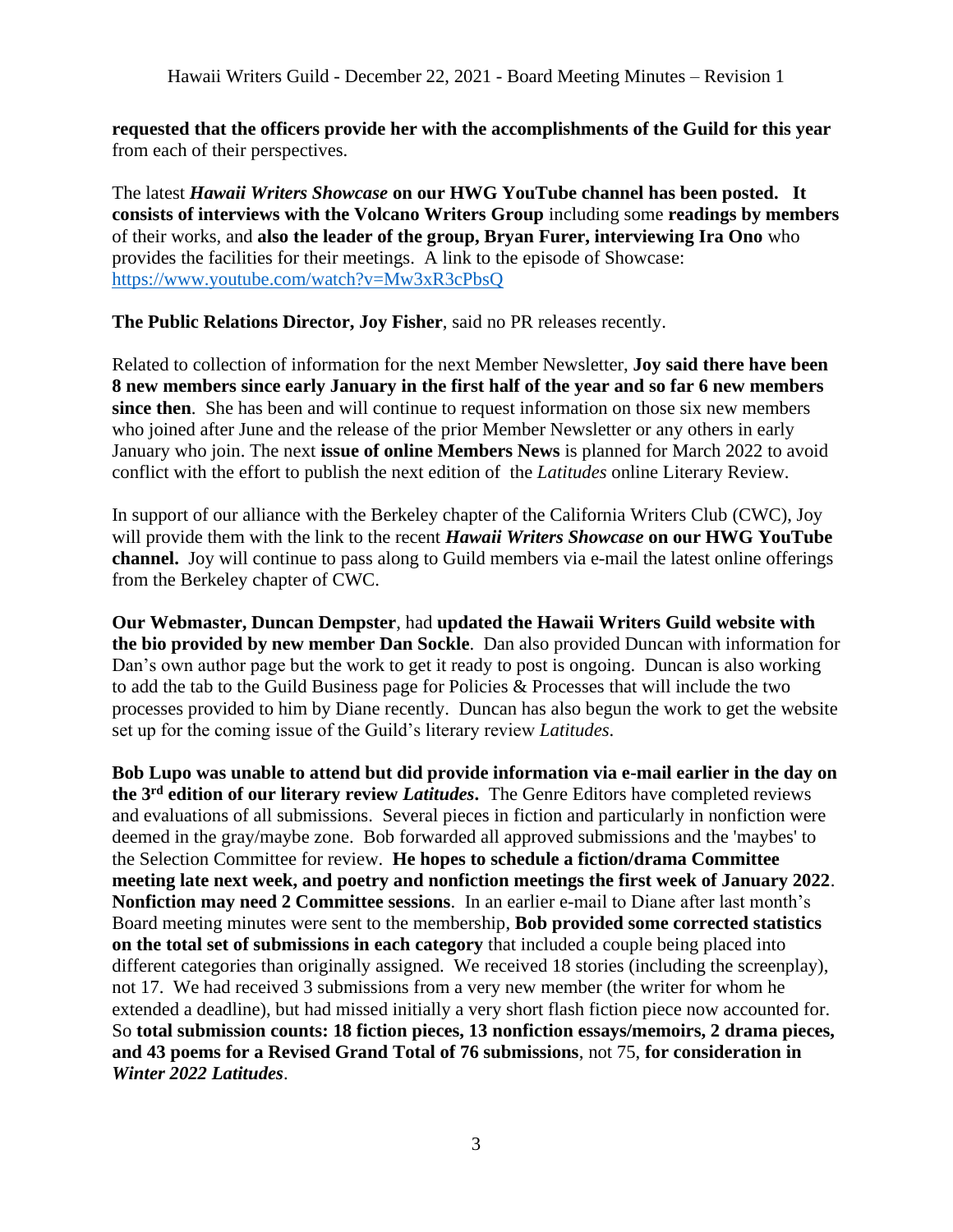**requested that the officers provide her with the accomplishments of the Guild for this year** from each of their perspectives.

The latest ***Hawaii Writers Showcase*** **on our HWG YouTube channel has been posted. It consists of interviews with the Volcano Writers Group** including some **readings by members** of their works, and **also the leader of the group, Bryan Furer, interviewing Ira Ono** who provides the facilities for their meetings. A link to the episode of Showcase: https://www.youtube.com/watch?v=Mw3xR3cPbsQ

**The Public Relations Director, Joy Fisher**, said no PR releases recently.

Related to collection of information for the next Member Newsletter, **Joy said there have been 8 new members since early January in the first half of the year and so far 6 new members since then**. She has been and will continue to request information on those six new members who joined after June and the release of the prior Member Newsletter or any others in early January who join. The next **issue of online Members News** is planned for March 2022 to avoid conflict with the effort to publish the next edition of the *Latitudes* online Literary Review.

In support of our alliance with the Berkeley chapter of the California Writers Club (CWC), Joy will provide them with the link to the recent ***Hawaii Writers Showcase*** **on our HWG YouTube channel.** Joy will continue to pass along to Guild members via e-mail the latest online offerings from the Berkeley chapter of CWC.

**Our Webmaster, Duncan Dempster**, had **updated the Hawaii Writers Guild website with the bio provided by new member Dan Sockle**. Dan also provided Duncan with information for Dan's own author page but the work to get it ready to post is ongoing. Duncan is also working to add the tab to the Guild Business page for Policies & Processes that will include the two processes provided to him by Diane recently. Duncan has also begun the work to get the website set up for the coming issue of the Guild's literary review *Latitudes*.

**Bob Lupo was unable to attend but did provide information via e-mail earlier in the day on the 3rd edition of our literary review *Latitudes*.** The Genre Editors have completed reviews and evaluations of all submissions. Several pieces in fiction and particularly in nonfiction were deemed in the gray/maybe zone. Bob forwarded all approved submissions and the 'maybes' to the Selection Committee for review. **He hopes to schedule a fiction/drama Committee meeting late next week, and poetry and nonfiction meetings the first week of January 2022**. **Nonfiction may need 2 Committee sessions**. In an earlier e-mail to Diane after last month's Board meeting minutes were sent to the membership, **Bob provided some corrected statistics on the total set of submissions in each category** that included a couple being placed into different categories than originally assigned. We received 18 stories (including the screenplay), not 17. We had received 3 submissions from a very new member (the writer for whom he extended a deadline), but had missed initially a very short flash fiction piece now accounted for. So **total submission counts: 18 fiction pieces, 13 nonfiction essays/memoirs, 2 drama pieces, and 43 poems for a Revised Grand Total of 76 submissions**, not 75, **for consideration in *Winter 2022 Latitudes***.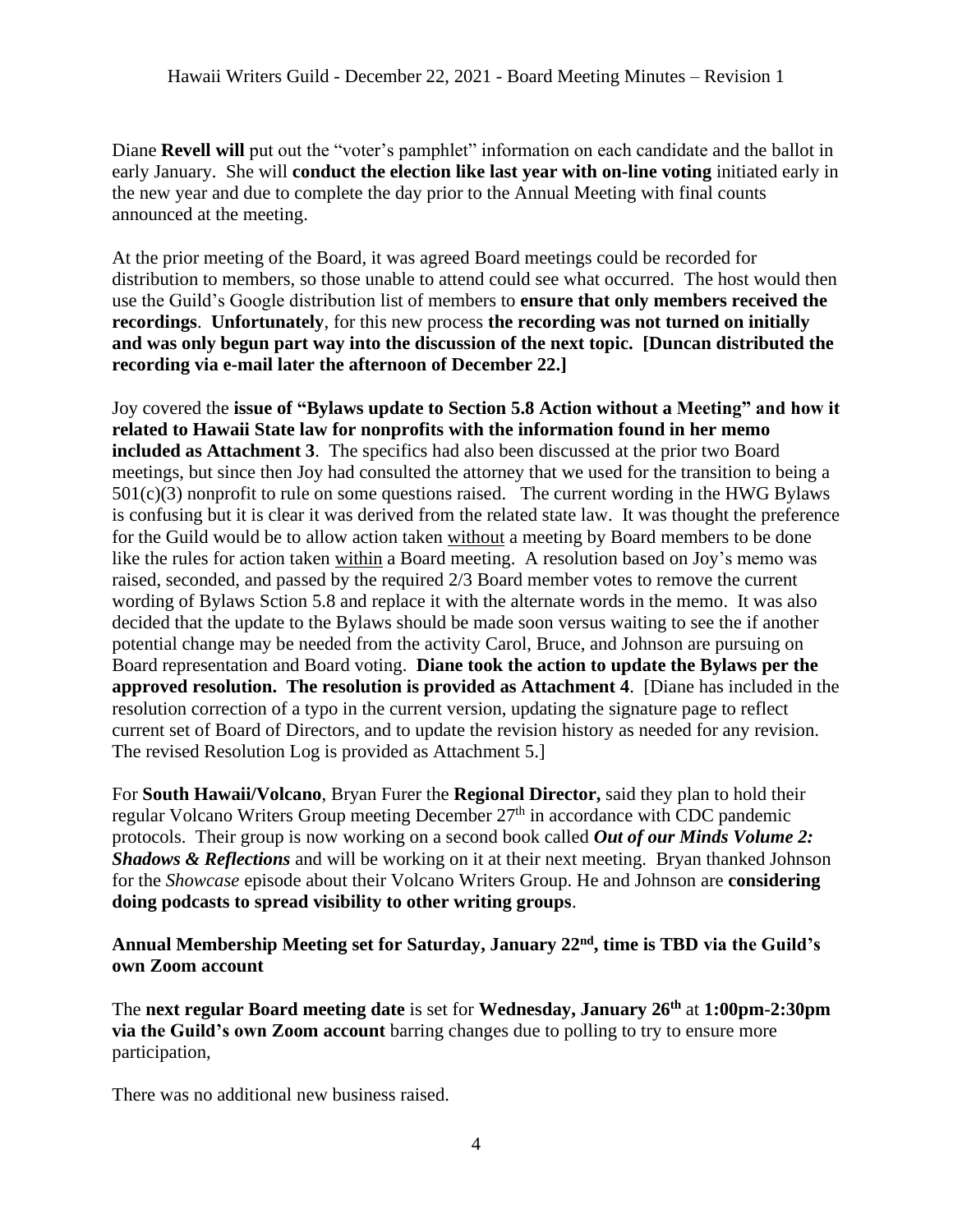Diane **Revell will** put out the "voter's pamphlet" information on each candidate and the ballot in early January. She will **conduct the election like last year with on-line voting** initiated early in the new year and due to complete the day prior to the Annual Meeting with final counts announced at the meeting.

At the prior meeting of the Board, it was agreed Board meetings could be recorded for distribution to members, so those unable to attend could see what occurred. The host would then use the Guild's Google distribution list of members to **ensure that only members received the recordings**. **Unfortunately**, for this new process **the recording was not turned on initially and was only begun part way into the discussion of the next topic. [Duncan distributed the recording via e-mail later the afternoon of December 22.]**

Joy covered the **issue of "Bylaws update to Section 5.8 Action without a Meeting" and how it related to Hawaii State law for nonprofits with the information found in her memo included as Attachment 3**. The specifics had also been discussed at the prior two Board meetings, but since then Joy had consulted the attorney that we used for the transition to being a 501(c)(3) nonprofit to rule on some questions raised. The current wording in the HWG Bylaws is confusing but it is clear it was derived from the related state law. It was thought the preference for the Guild would be to allow action taken <u>without</u> a meeting by Board members to be done like the rules for action taken <u>within</u> a Board meeting. A resolution based on Joy's memo was raised, seconded, and passed by the required 2/3 Board member votes to remove the current wording of Bylaws Sction 5.8 and replace it with the alternate words in the memo. It was also decided that the update to the Bylaws should be made soon versus waiting to see the if another potential change may be needed from the activity Carol, Bruce, and Johnson are pursuing on Board representation and Board voting. **Diane took the action to update the Bylaws per the approved resolution. The resolution is provided as Attachment 4**. [Diane has included in the resolution correction of a typo in the current version, updating the signature page to reflect current set of Board of Directors, and to update the revision history as needed for any revision. The revised Resolution Log is provided as Attachment 5.]

For **South Hawaii/Volcano**, Bryan Furer the **Regional Director,** said they plan to hold their regular Volcano Writers Group meeting December 27th in accordance with CDC pandemic protocols. Their group is now working on a second book called ***Out of our Minds Volume 2: Shadows & Reflections*** and will be working on it at their next meeting. Bryan thanked Johnson for the *Showcase* episode about their Volcano Writers Group. He and Johnson are **considering doing podcasts to spread visibility to other writing groups**.

**Annual Membership Meeting set for Saturday, January 22nd, time is TBD via the Guild's own Zoom account**

The **next regular Board meeting date** is set for **Wednesday, January 26th** at **1:00pm-2:30pm via the Guild's own Zoom account** barring changes due to polling to try to ensure more participation,

There was no additional new business raised.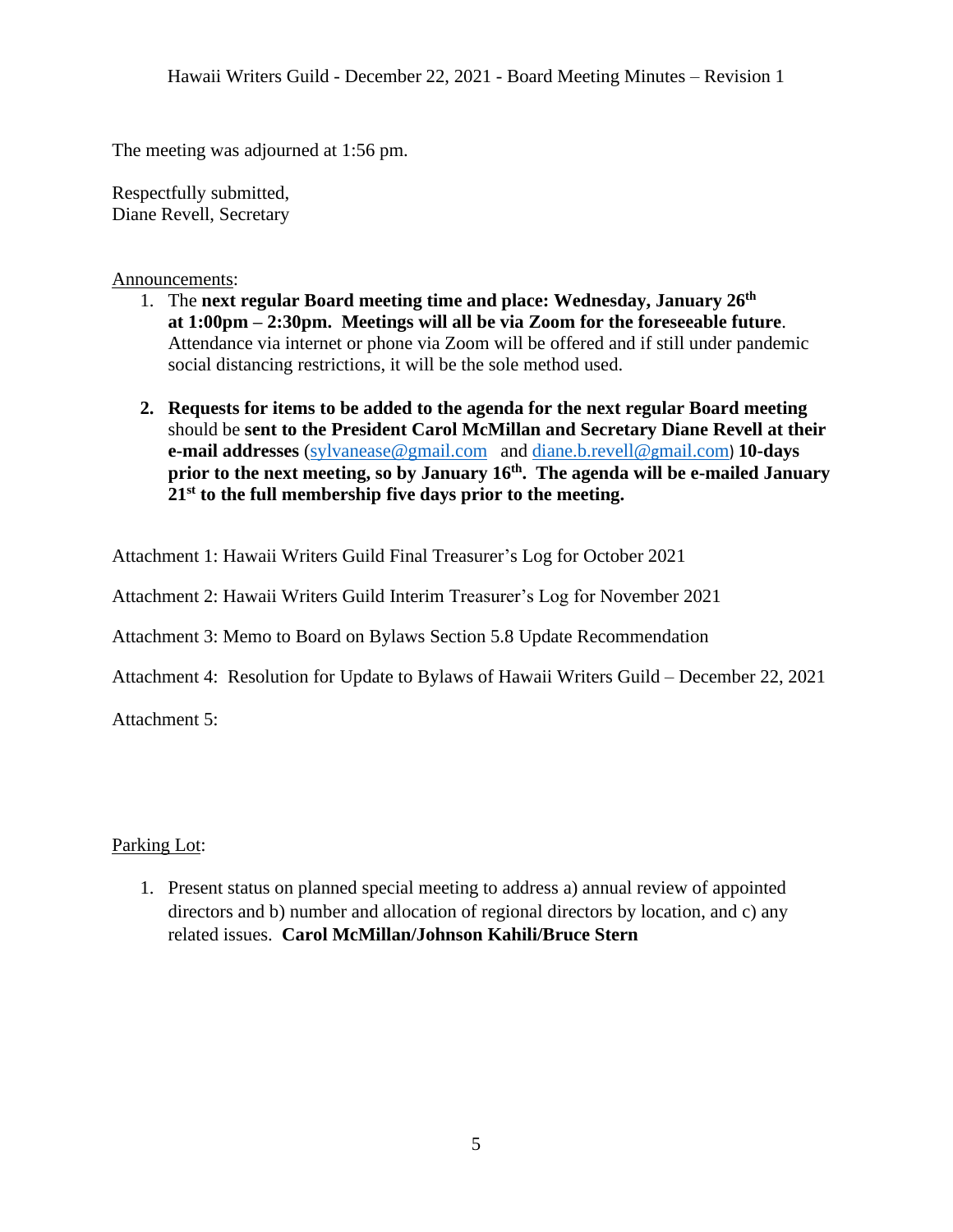The meeting was adjourned at 1:56 pm.

Respectfully submitted,
Diane Revell, Secretary

Announcements:

1. The **next regular Board meeting time and place: Wednesday, January 26th at 1:00pm – 2:30pm. Meetings will all be via Zoom for the foreseeable future**. Attendance via internet or phone via Zoom will be offered and if still under pandemic social distancing restrictions, it will be the sole method used.

2. **Requests for items to be added to the agenda for the next regular Board meeting** should be **sent to the President Carol McMillan and Secretary Diane Revell at their e-mail addresses** (sylvanease@gmail.com and diane.b.revell@gmail.com) **10-days prior to the next meeting, so by January 16th. The agenda will be e-mailed January 21st to the full membership five days prior to the meeting.**

Attachment 1: Hawaii Writers Guild Final Treasurer's Log for October 2021

Attachment 2: Hawaii Writers Guild Interim Treasurer's Log for November 2021

Attachment 3: Memo to Board on Bylaws Section 5.8 Update Recommendation

Attachment 4: Resolution for Update to Bylaws of Hawaii Writers Guild – December 22, 2021

Attachment 5:

Parking Lot:

1. Present status on planned special meeting to address a) annual review of appointed directors and b) number and allocation of regional directors by location, and c) any related issues. **Carol McMillan/Johnson Kahili/Bruce Stern**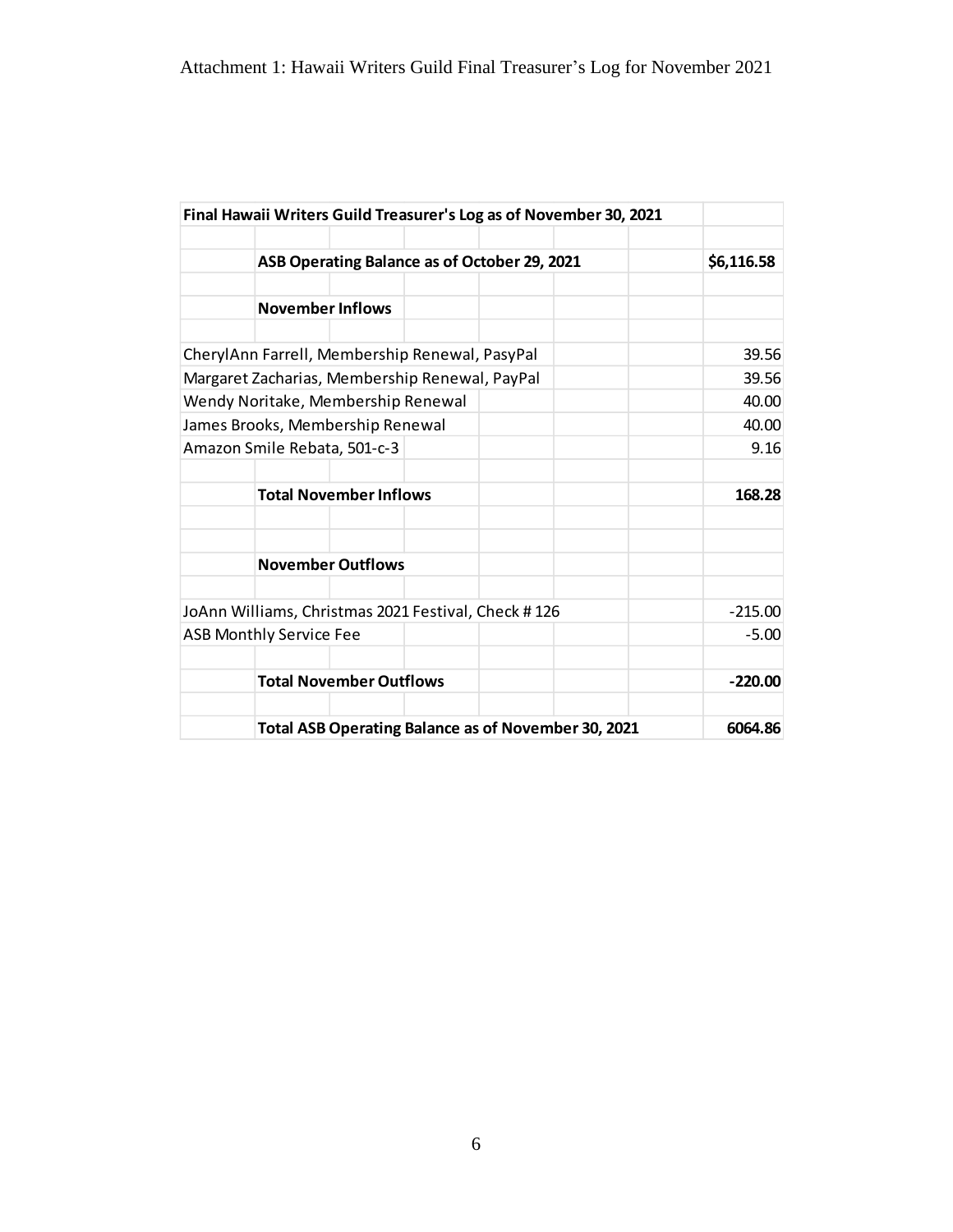Attachment 1: Hawaii Writers Guild Final Treasurer's Log for November 2021

| Final Hawaii Writers Guild Treasurer's Log as of November 30, 2021 | |
|---|---|
| | |
| **ASB Operating Balance as of October 29, 2021** | **$6,116.58** |
| | |
| **November Inflows** | |
| | |
| CherylAnn Farrell, Membership Renewal, PasyPal | 39.56 |
| Margaret Zacharias, Membership Renewal, PayPal | 39.56 |
| Wendy Noritake, Membership Renewal | 40.00 |
| James Brooks, Membership Renewal | 40.00 |
| Amazon Smile Rebata, 501-c-3 | 9.16 |
| | |
| **Total November Inflows** | **168.28** |
| | |
| | |
| **November Outflows** | |
| | |
| JoAnn Williams, Christmas 2021 Festival, Check # 126 | -215.00 |
| ASB Monthly Service Fee | -5.00 |
| | |
| **Total November Outflows** | **-220.00** |
| | |
| **Total ASB Operating Balance as of November 30, 2021** | **6064.86** |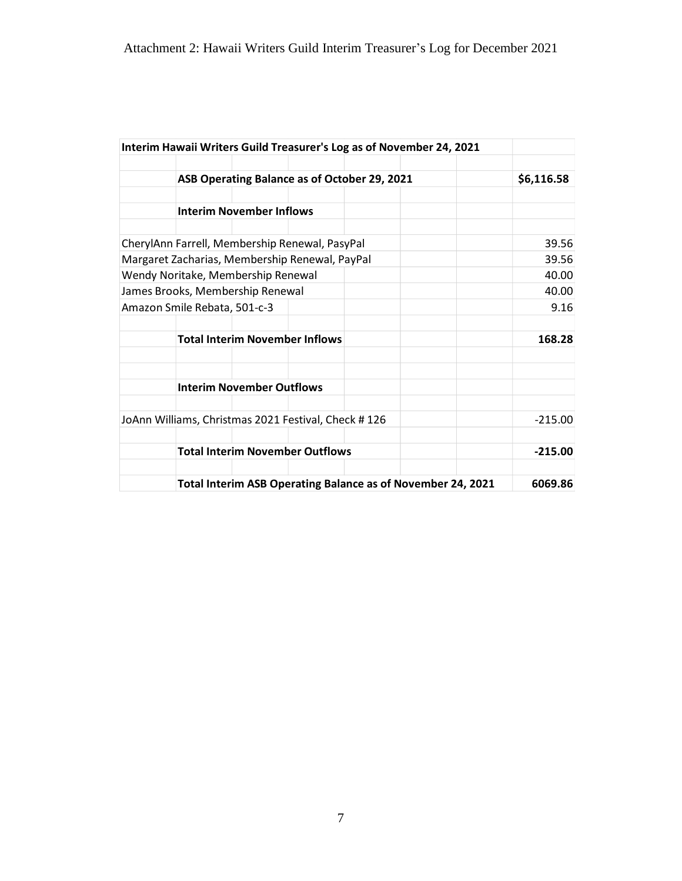Attachment 2: Hawaii Writers Guild Interim Treasurer's Log for December 2021

| Interim Hawaii Writers Guild Treasurer's Log as of November 24, 2021 | |
|---|---|
| | |
| **ASB Operating Balance as of October 29, 2021** | **$6,116.58** |
| | |
| **Interim November Inflows** | |
| | |
| CherylAnn Farrell, Membership Renewal, PasyPal | 39.56 |
| Margaret Zacharias, Membership Renewal, PayPal | 39.56 |
| Wendy Noritake, Membership Renewal | 40.00 |
| James Brooks, Membership Renewal | 40.00 |
| Amazon Smile Rebata, 501-c-3 | 9.16 |
| | |
| **Total Interim November Inflows** | **168.28** |
| | |
| | |
| **Interim November Outflows** | |
| | |
| JoAnn Williams, Christmas 2021 Festival, Check # 126 | -215.00 |
| | |
| **Total Interim November Outflows** | **-215.00** |
| | |
| **Total Interim ASB Operating Balance as of November 24, 2021** | **6069.86** |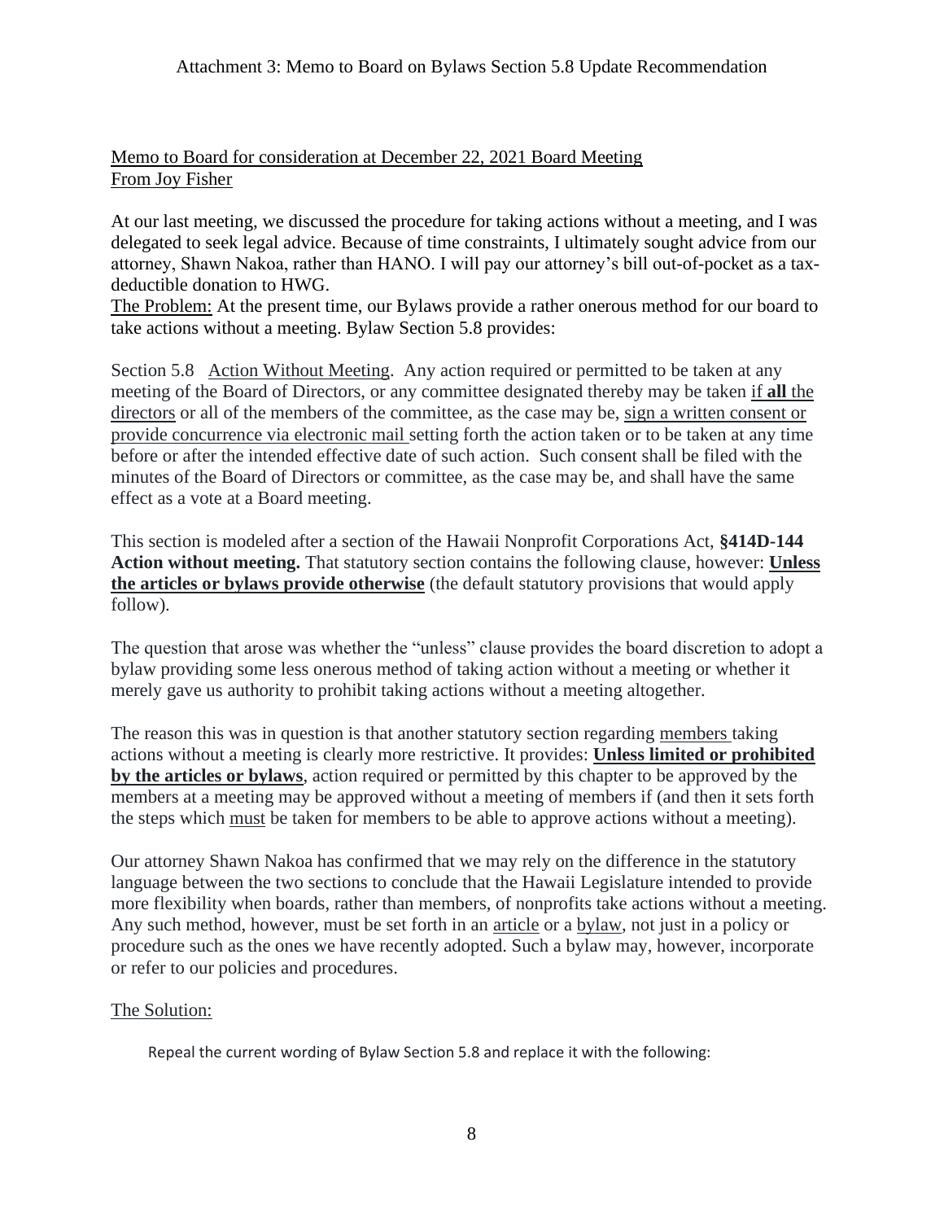Attachment 3: Memo to Board on Bylaws Section 5.8 Update Recommendation

<u>Memo to Board for consideration at December 22, 2021 Board Meeting</u>
<u>From Joy Fisher</u>

At our last meeting, we discussed the procedure for taking actions without a meeting, and I was delegated to seek legal advice. Because of time constraints, I ultimately sought advice from our attorney, Shawn Nakoa, rather than HANO. I will pay our attorney's bill out-of-pocket as a tax-deductible donation to HWG.

<u>The Problem:</u> At the present time, our Bylaws provide a rather onerous method for our board to take actions without a meeting. Bylaw Section 5.8 provides:

Section 5.8 <u>Action Without Meeting</u>. Any action required or permitted to be taken at any meeting of the Board of Directors, or any committee designated thereby may be taken <u>if **all** the directors</u> or all of the members of the committee, as the case may be, <u>sign a written consent or provide concurrence via electronic mail</u> setting forth the action taken or to be taken at any time before or after the intended effective date of such action. Such consent shall be filed with the minutes of the Board of Directors or committee, as the case may be, and shall have the same effect as a vote at a Board meeting.

This section is modeled after a section of the Hawaii Nonprofit Corporations Act, **§414D-144 Action without meeting.** That statutory section contains the following clause, however: **<u>Unless the articles or bylaws provide otherwise</u>** (the default statutory provisions that would apply follow).

The question that arose was whether the "unless" clause provides the board discretion to adopt a bylaw providing some less onerous method of taking action without a meeting or whether it merely gave us authority to prohibit taking actions without a meeting altogether.

The reason this was in question is that another statutory section regarding <u>members</u> taking actions without a meeting is clearly more restrictive. It provides: **<u>Unless limited or prohibited by the articles or bylaws</u>**, action required or permitted by this chapter to be approved by the members at a meeting may be approved without a meeting of members if (and then it sets forth the steps which <u>must</u> be taken for members to be able to approve actions without a meeting).

Our attorney Shawn Nakoa has confirmed that we may rely on the difference in the statutory language between the two sections to conclude that the Hawaii Legislature intended to provide more flexibility when boards, rather than members, of nonprofits take actions without a meeting. Any such method, however, must be set forth in an <u>article</u> or a <u>bylaw</u>, not just in a policy or procedure such as the ones we have recently adopted. Such a bylaw may, however, incorporate or refer to our policies and procedures.

<u>The Solution:</u>

Repeal the current wording of Bylaw Section 5.8 and replace it with the following: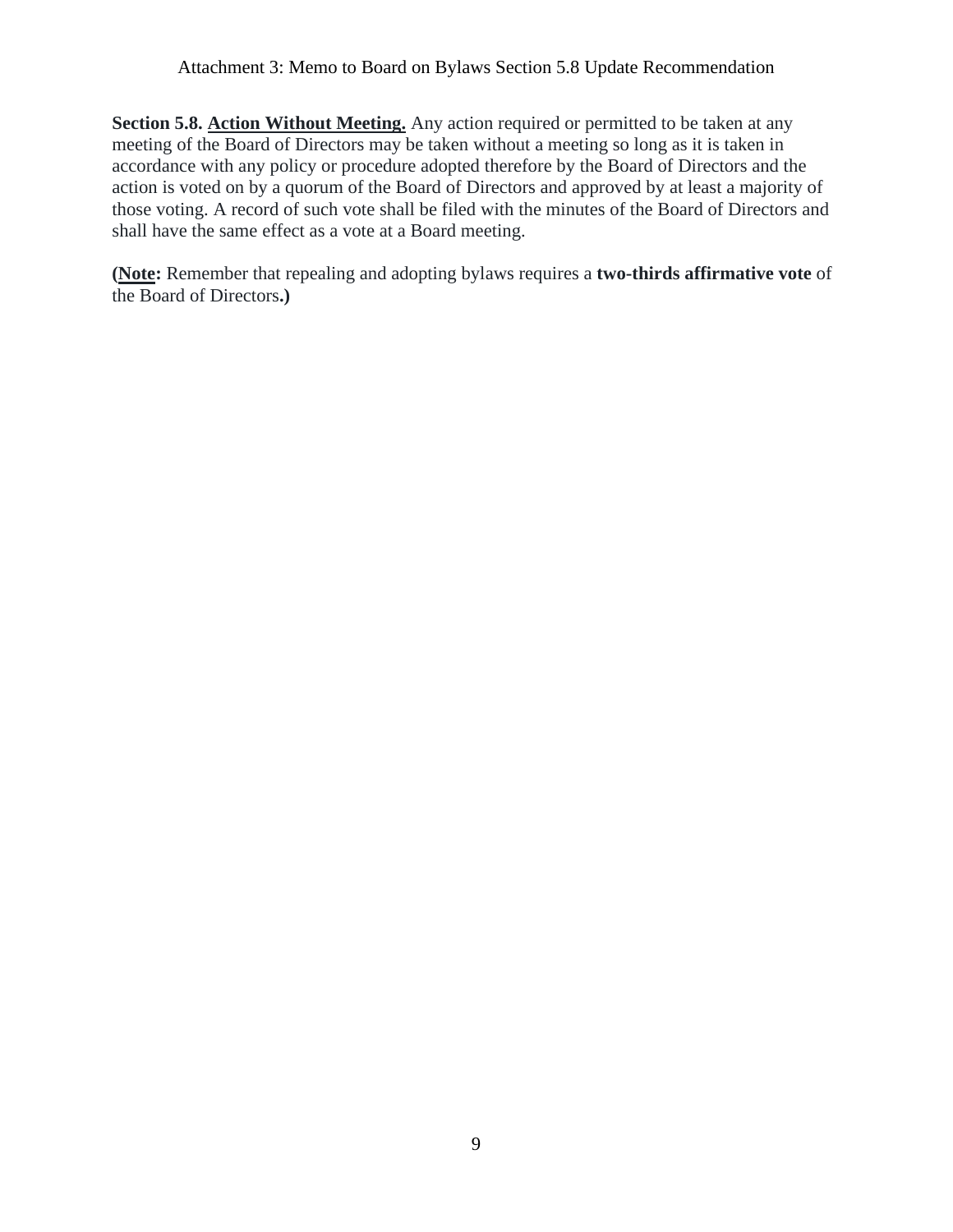Attachment 3: Memo to Board on Bylaws Section 5.8 Update Recommendation

**Section 5.8. <u>Action Without Meeting.</u>** Any action required or permitted to be taken at any meeting of the Board of Directors may be taken without a meeting so long as it is taken in accordance with any policy or procedure adopted therefore by the Board of Directors and the action is voted on by a quorum of the Board of Directors and approved by at least a majority of those voting. A record of such vote shall be filed with the minutes of the Board of Directors and shall have the same effect as a vote at a Board meeting.

**(<u>Note</u>:** Remember that repealing and adopting bylaws requires a **two-thirds affirmative vote** of the Board of Directors**.)**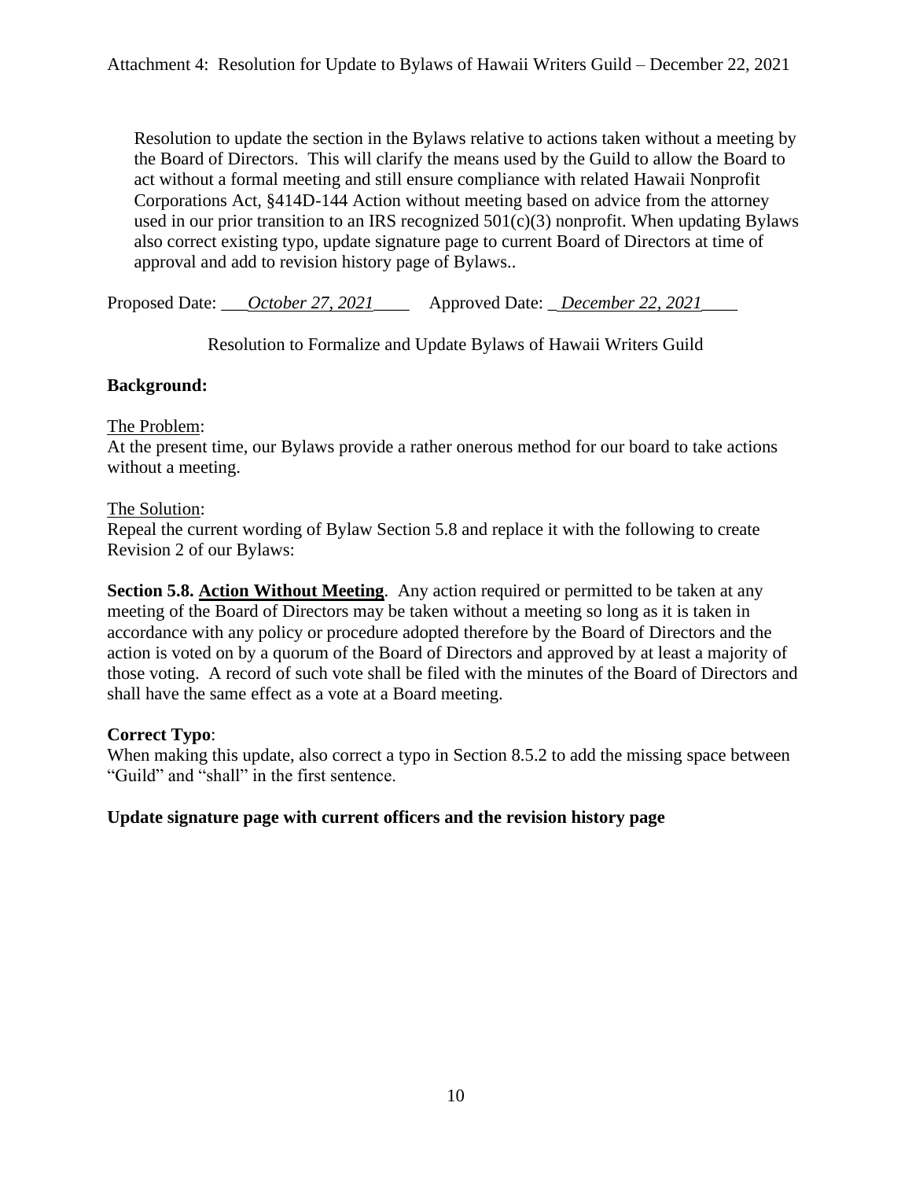Attachment 4: Resolution for Update to Bylaws of Hawaii Writers Guild – December 22, 2021

Resolution to update the section in the Bylaws relative to actions taken without a meeting by the Board of Directors. This will clarify the means used by the Guild to allow the Board to act without a formal meeting and still ensure compliance with related Hawaii Nonprofit Corporations Act, §414D-144 Action without meeting based on advice from the attorney used in our prior transition to an IRS recognized 501(c)(3) nonprofit. When updating Bylaws also correct existing typo, update signature page to current Board of Directors at time of approval and add to revision history page of Bylaws..

Proposed Date: ___*October 27, 2021*____ Approved Date: _*December 22, 2021*____

Resolution to Formalize and Update Bylaws of Hawaii Writers Guild

**Background:**

The Problem:
At the present time, our Bylaws provide a rather onerous method for our board to take actions without a meeting.

The Solution:
Repeal the current wording of Bylaw Section 5.8 and replace it with the following to create Revision 2 of our Bylaws:

**Section 5.8. Action Without Meeting**. Any action required or permitted to be taken at any meeting of the Board of Directors may be taken without a meeting so long as it is taken in accordance with any policy or procedure adopted therefore by the Board of Directors and the action is voted on by a quorum of the Board of Directors and approved by at least a majority of those voting. A record of such vote shall be filed with the minutes of the Board of Directors and shall have the same effect as a vote at a Board meeting.

**Correct Typo**:
When making this update, also correct a typo in Section 8.5.2 to add the missing space between "Guild" and "shall" in the first sentence.

**Update signature page with current officers and the revision history page**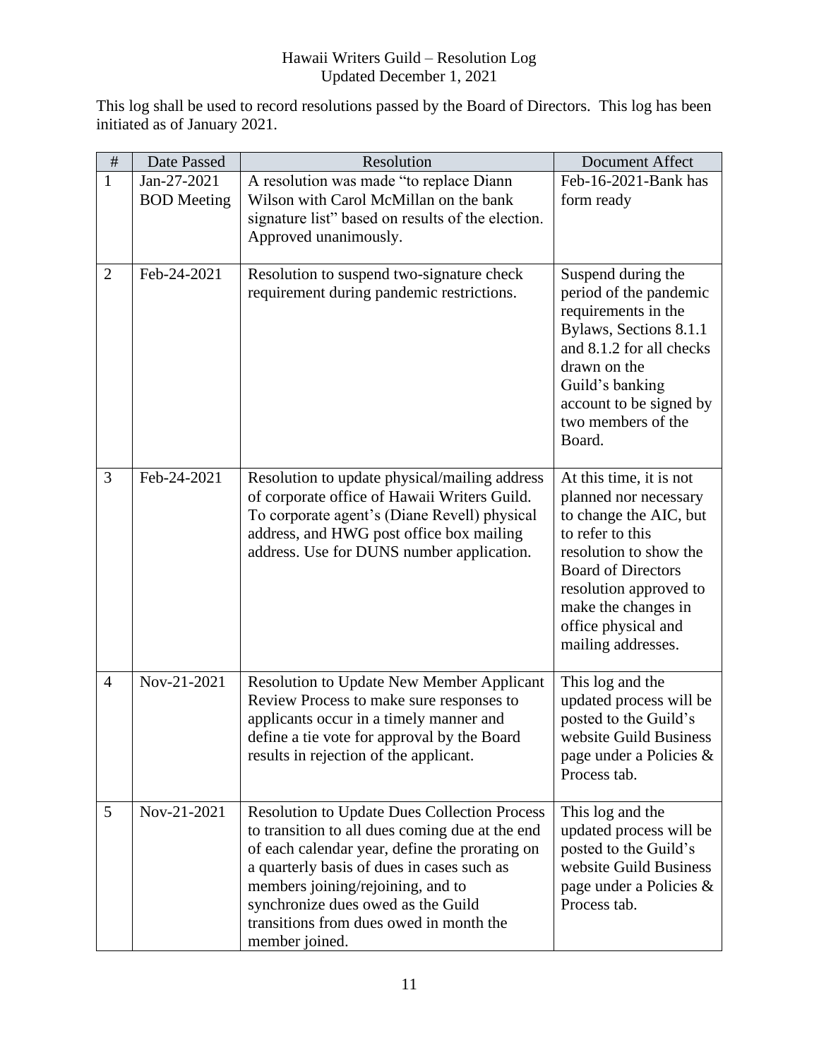Hawaii Writers Guild – Resolution Log
Updated December 1, 2021

This log shall be used to record resolutions passed by the Board of Directors. This log has been initiated as of January 2021.

| # | Date Passed | Resolution | Document Affect |
|---|---|---|---|
| 1 | Jan-27-2021 BOD Meeting | A resolution was made "to replace Diann Wilson with Carol McMillan on the bank signature list" based on results of the election. Approved unanimously. | Feb-16-2021-Bank has form ready |
| 2 | Feb-24-2021 | Resolution to suspend two-signature check requirement during pandemic restrictions. | Suspend during the period of the pandemic requirements in the Bylaws, Sections 8.1.1 and 8.1.2 for all checks drawn on the Guild's banking account to be signed by two members of the Board. |
| 3 | Feb-24-2021 | Resolution to update physical/mailing address of corporate office of Hawaii Writers Guild. To corporate agent's (Diane Revell) physical address, and HWG post office box mailing address. Use for DUNS number application. | At this time, it is not planned nor necessary to change the AIC, but to refer to this resolution to show the Board of Directors resolution approved to make the changes in office physical and mailing addresses. |
| 4 | Nov-21-2021 | Resolution to Update New Member Applicant Review Process to make sure responses to applicants occur in a timely manner and define a tie vote for approval by the Board results in rejection of the applicant. | This log and the updated process will be posted to the Guild's website Guild Business page under a Policies & Process tab. |
| 5 | Nov-21-2021 | Resolution to Update Dues Collection Process to transition to all dues coming due at the end of each calendar year, define the prorating on a quarterly basis of dues in cases such as members joining/rejoining, and to synchronize dues owed as the Guild transitions from dues owed in month the member joined. | This log and the updated process will be posted to the Guild's website Guild Business page under a Policies & Process tab. |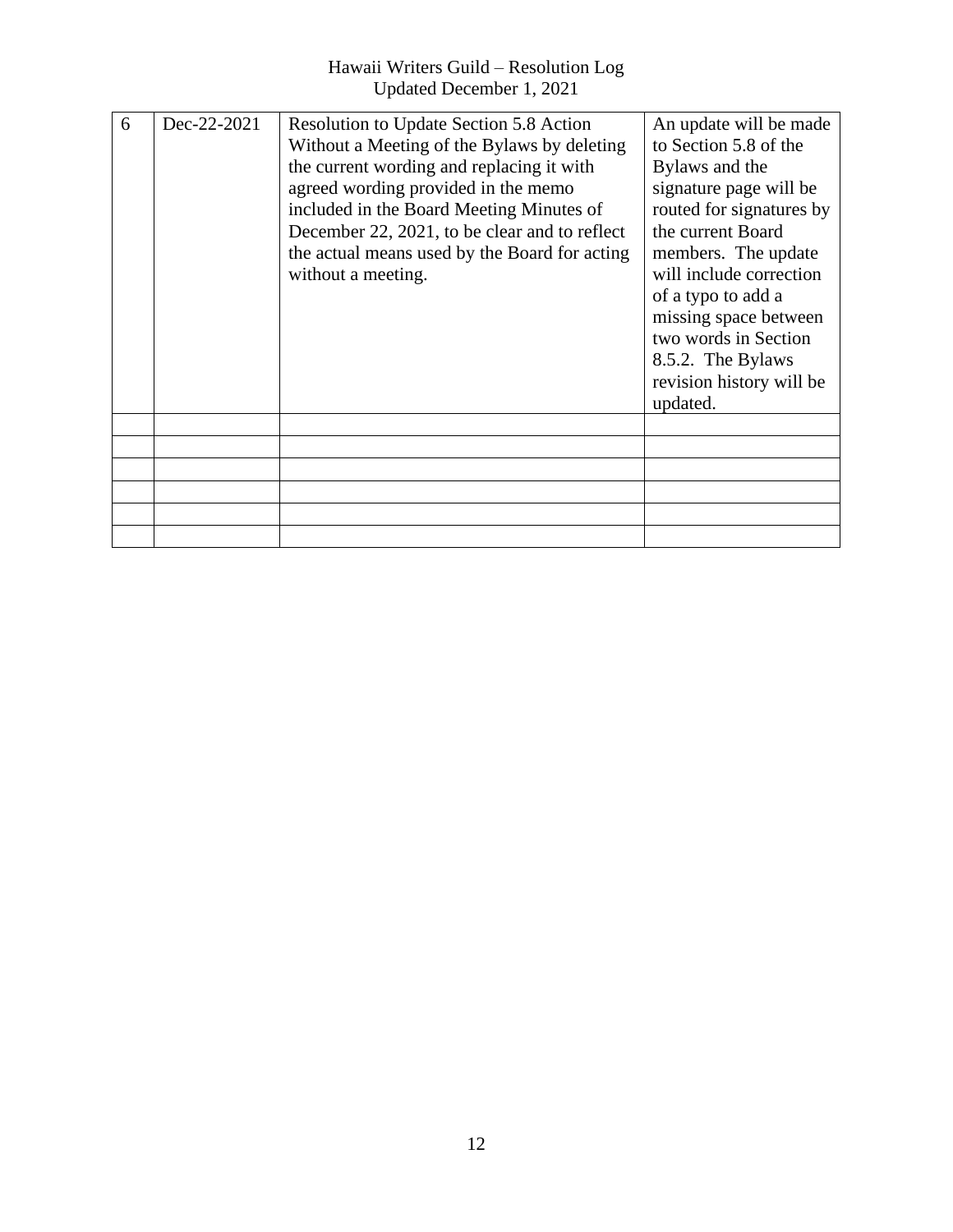| | | | |
|---|---|---|---|
| 6 | Dec-22-2021 | Resolution to Update Section 5.8 Action Without a Meeting of the Bylaws by deleting the current wording and replacing it with agreed wording provided in the memo included in the Board Meeting Minutes of December 22, 2021, to be clear and to reflect the actual means used by the Board for acting without a meeting. | An update will be made to Section 5.8 of the Bylaws and the signature page will be routed for signatures by the current Board members. The update will include correction of a typo to add a missing space between two words in Section 8.5.2. The Bylaws revision history will be updated. |
| | | | |
| | | | |
| | | | |
| | | | |
| | | | |
| | | | |